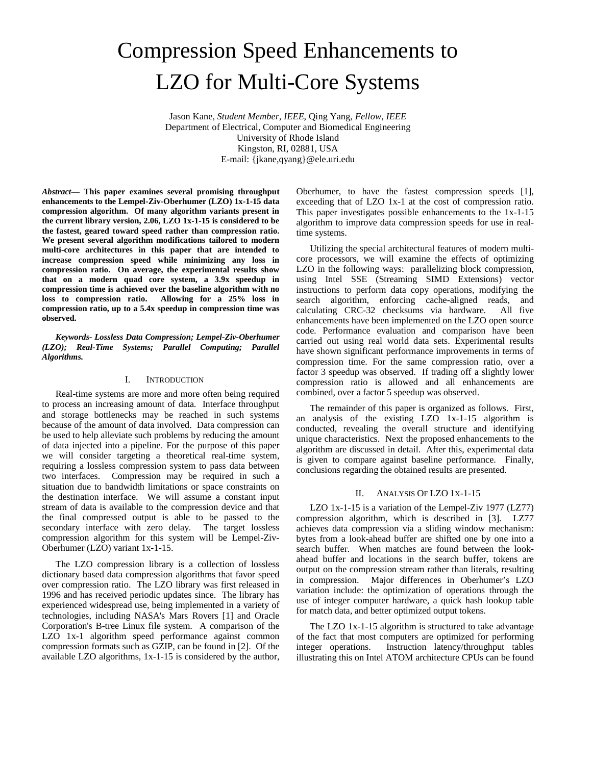# Compression Speed Enhancements to LZO for Multi-Core Systems

Jason Kane, *Student Member, IEEE*, Qing Yang, *Fellow, IEEE*
Department of Electrical, Computer and Biomedical Engineering
University of Rhode Island
Kingston, RI, 02881, USA
E-mail: {jkane,qyang}@ele.uri.edu

***Abstract*— This paper examines several promising throughput enhancements to the Lempel-Ziv-Oberhumer (LZO) 1x-1-15 data compression algorithm. Of many algorithm variants present in the current library version, 2.06, LZO 1x-1-15 is considered to be the fastest, geared toward speed rather than compression ratio. We present several algorithm modifications tailored to modern multi-core architectures in this paper that are intended to increase compression speed while minimizing any loss in compression ratio. On average, the experimental results show that on a modern quad core system, a 3.9x speedup in compression time is achieved over the baseline algorithm with no loss to compression ratio. Allowing for a 25% loss in compression ratio, up to a 5.4x speedup in compression time was observed.**

***Keywords- Lossless Data Compression; Lempel-Ziv-Oberhumer (LZO); Real-Time Systems; Parallel Computing; Parallel Algorithms.***

## I. Introduction

Real-time systems are more and more often being required to process an increasing amount of data. Interface throughput and storage bottlenecks may be reached in such systems because of the amount of data involved. Data compression can be used to help alleviate such problems by reducing the amount of data injected into a pipeline. For the purpose of this paper we will consider targeting a theoretical real-time system, requiring a lossless compression system to pass data between two interfaces. Compression may be required in such a situation due to bandwidth limitations or space constraints on the destination interface. We will assume a constant input stream of data is available to the compression device and that the final compressed output is able to be passed to the secondary interface with zero delay. The target lossless compression algorithm for this system will be Lempel-Ziv-Oberhumer (LZO) variant 1x-1-15.

The LZO compression library is a collection of lossless dictionary based data compression algorithms that favor speed over compression ratio. The LZO library was first released in 1996 and has received periodic updates since. The library has experienced widespread use, being implemented in a variety of technologies, including NASA's Mars Rovers [1] and Oracle Corporation's B-tree Linux file system. A comparison of the LZO 1x-1 algorithm speed performance against common compression formats such as GZIP, can be found in [2]. Of the available LZO algorithms, 1x-1-15 is considered by the author, Oberhumer, to have the fastest compression speeds [1], exceeding that of LZO 1x-1 at the cost of compression ratio. This paper investigates possible enhancements to the 1x-1-15 algorithm to improve data compression speeds for use in real-time systems.

Utilizing the special architectural features of modern multi-core processors, we will examine the effects of optimizing LZO in the following ways: parallelizing block compression, using Intel SSE (Streaming SIMD Extensions) vector instructions to perform data copy operations, modifying the search algorithm, enforcing cache-aligned reads, and calculating CRC-32 checksums via hardware. All five enhancements have been implemented on the LZO open source code. Performance evaluation and comparison have been carried out using real world data sets. Experimental results have shown significant performance improvements in terms of compression time. For the same compression ratio, over a factor 3 speedup was observed. If trading off a slightly lower compression ratio is allowed and all enhancements are combined, over a factor 5 speedup was observed.

The remainder of this paper is organized as follows. First, an analysis of the existing LZO 1x-1-15 algorithm is conducted, revealing the overall structure and identifying unique characteristics. Next the proposed enhancements to the algorithm are discussed in detail. After this, experimental data is given to compare against baseline performance. Finally, conclusions regarding the obtained results are presented.

## II. Analysis Of LZO 1x-1-15

LZO 1x-1-15 is a variation of the Lempel-Ziv 1977 (LZ77) compression algorithm, which is described in [3]. LZ77 achieves data compression via a sliding window mechanism: bytes from a look-ahead buffer are shifted one by one into a search buffer. When matches are found between the look-ahead buffer and locations in the search buffer, tokens are output on the compression stream rather than literals, resulting in compression. Major differences in Oberhumer's LZO variation include: the optimization of operations through the use of integer computer hardware, a quick hash lookup table for match data, and better optimized output tokens.

The LZO 1x-1-15 algorithm is structured to take advantage of the fact that most computers are optimized for performing integer operations. Instruction latency/throughput tables illustrating this on Intel ATOM architecture CPUs can be found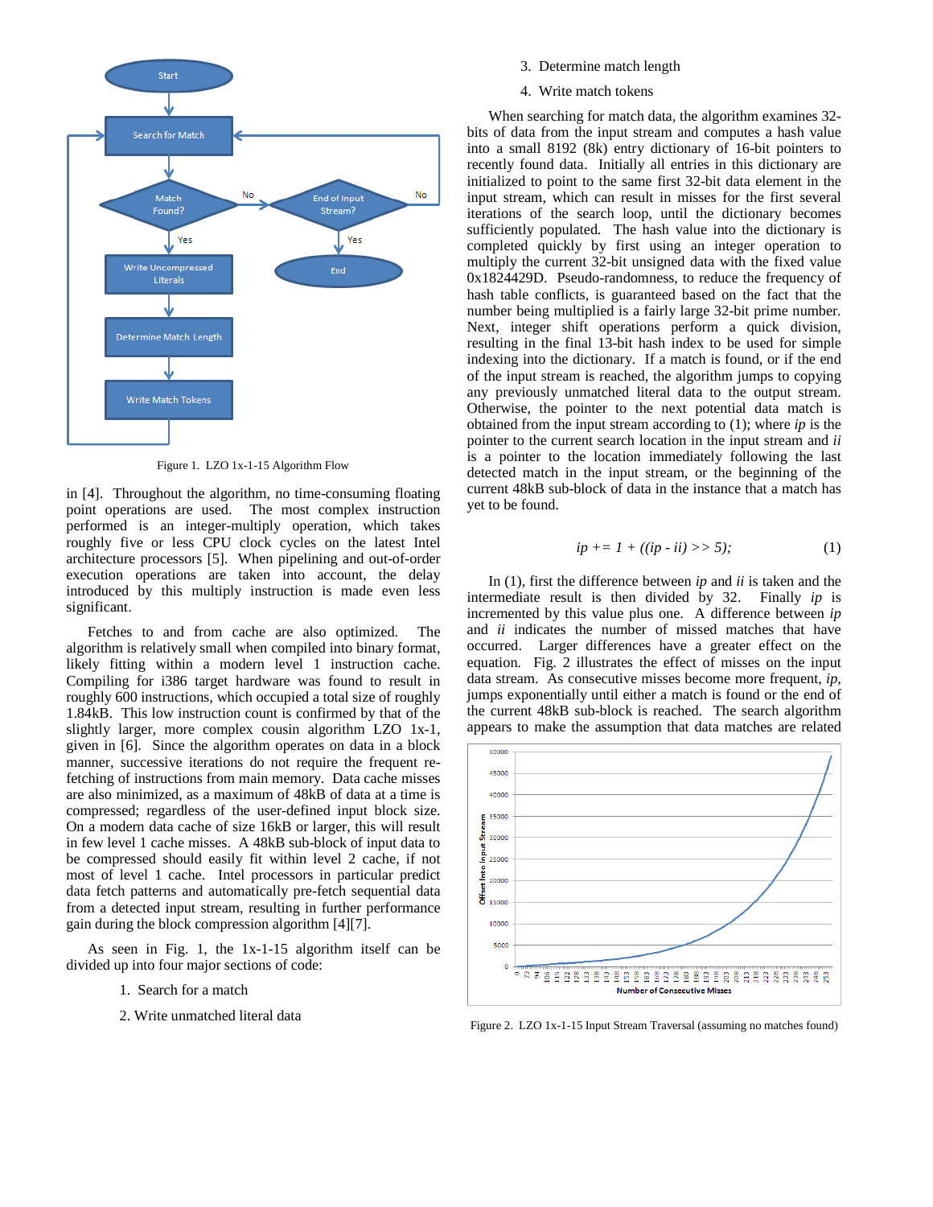Figure 1. LZO 1x-1-15 Algorithm Flow

in [4]. Throughout the algorithm, no time-consuming floating point operations are used. The most complex instruction performed is an integer-multiply operation, which takes roughly five or less CPU clock cycles on the latest Intel architecture processors [5]. When pipelining and out-of-order execution operations are taken into account, the delay introduced by this multiply instruction is made even less significant.

Fetches to and from cache are also optimized. The algorithm is relatively small when compiled into binary format, likely fitting within a modern level 1 instruction cache. Compiling for i386 target hardware was found to result in roughly 600 instructions, which occupied a total size of roughly 1.84kB. This low instruction count is confirmed by that of the slightly larger, more complex cousin algorithm LZO 1x-1, given in [6]. Since the algorithm operates on data in a block manner, successive iterations do not require the frequent re-fetching of instructions from main memory. Data cache misses are also minimized, as a maximum of 48kB of data at a time is compressed; regardless of the user-defined input block size. On a modern data cache of size 16kB or larger, this will result in few level 1 cache misses. A 48kB sub-block of input data to be compressed should easily fit within level 2 cache, if not most of level 1 cache. Intel processors in particular predict data fetch patterns and automatically pre-fetch sequential data from a detected input stream, resulting in further performance gain during the block compression algorithm [4][7].

As seen in Fig. 1, the 1x-1-15 algorithm itself can be divided up into four major sections of code:

1. Search for a match
2. Write unmatched literal data
3. Determine match length
4. Write match tokens

When searching for match data, the algorithm examines 32-bits of data from the input stream and computes a hash value into a small 8192 (8k) entry dictionary of 16-bit pointers to recently found data. Initially all entries in this dictionary are initialized to point to the same first 32-bit data element in the input stream, which can result in misses for the first several iterations of the search loop, until the dictionary becomes sufficiently populated. The hash value into the dictionary is completed quickly by first using an integer operation to multiply the current 32-bit unsigned data with the fixed value 0x1824429D. Pseudo-randomness, to reduce the frequency of hash table conflicts, is guaranteed based on the fact that the number being multiplied is a fairly large 32-bit prime number. Next, integer shift operations perform a quick division, resulting in the final 13-bit hash index to be used for simple indexing into the dictionary. If a match is found, or if the end of the input stream is reached, the algorithm jumps to copying any previously unmatched literal data to the output stream. Otherwise, the pointer to the next potential data match is obtained from the input stream according to (1); where *ip* is the pointer to the current search location in the input stream and *ii* is a pointer to the location immediately following the last detected match in the input stream, or the beginning of the current 48kB sub-block of data in the instance that a match has yet to be found.

$$ip \mathrel{+}= 1 + ((ip - ii) >> 5); \tag{1}$$

In (1), first the difference between *ip* and *ii* is taken and the intermediate result is then divided by 32. Finally *ip* is incremented by this value plus one. A difference between *ip* and *ii* indicates the number of missed matches that have occurred. Larger differences have a greater effect on the equation. Fig. 2 illustrates the effect of misses on the input data stream. As consecutive misses become more frequent, *ip*, jumps exponentially until either a match is found or the end of the current 48kB sub-block is reached. The search algorithm appears to make the assumption that data matches are related

Figure 2. LZO 1x-1-15 Input Stream Traversal (assuming no matches found)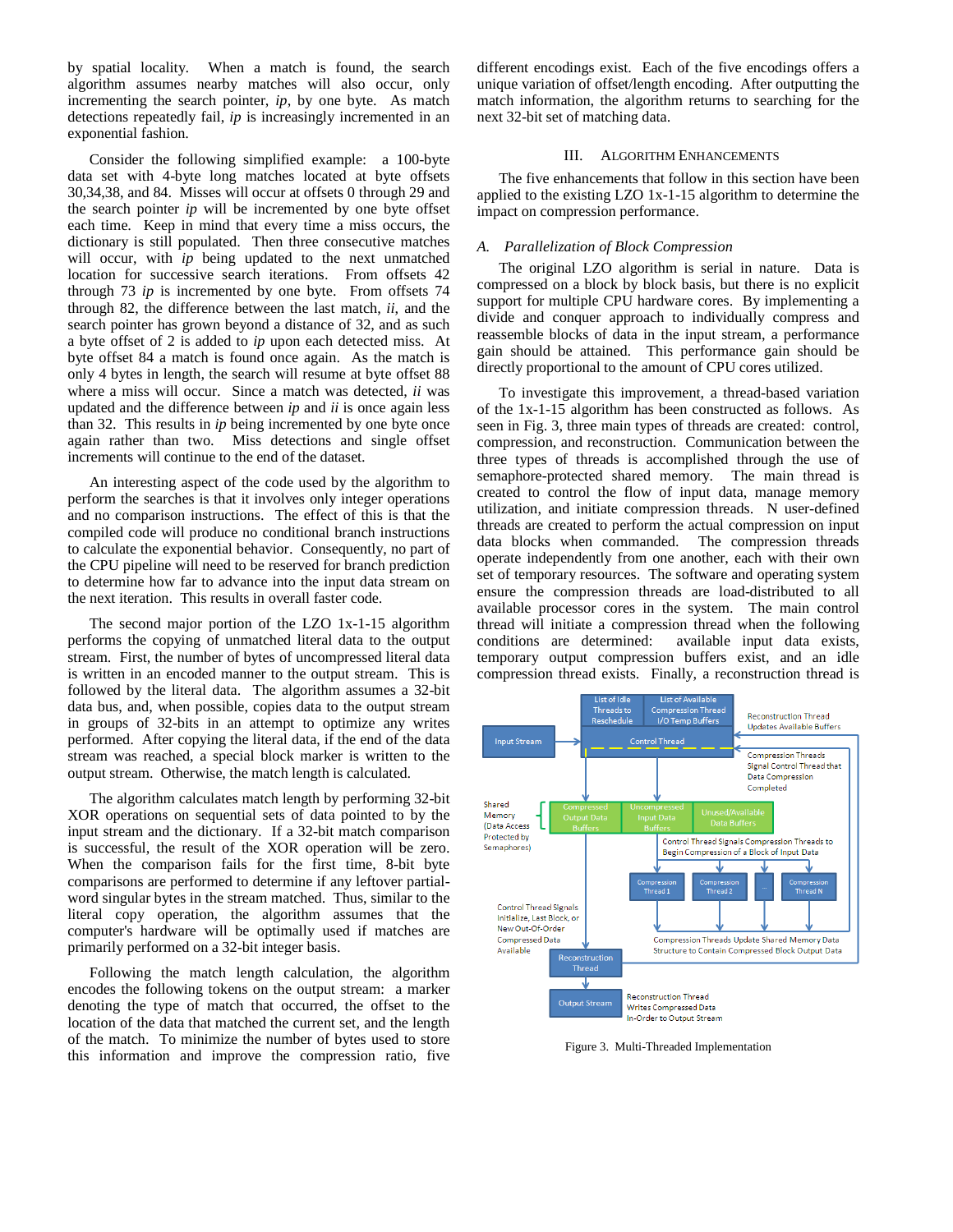by spatial locality. When a match is found, the search algorithm assumes nearby matches will also occur, only incrementing the search pointer, *ip*, by one byte. As match detections repeatedly fail, *ip* is increasingly incremented in an exponential fashion.

Consider the following simplified example: a 100-byte data set with 4-byte long matches located at byte offsets 30,34,38, and 84. Misses will occur at offsets 0 through 29 and the search pointer *ip* will be incremented by one byte offset each time. Keep in mind that every time a miss occurs, the dictionary is still populated. Then three consecutive matches will occur, with *ip* being updated to the next unmatched location for successive search iterations. From offsets 42 through 73 *ip* is incremented by one byte. From offsets 74 through 82, the difference between the last match, *ii*, and the search pointer has grown beyond a distance of 32, and as such a byte offset of 2 is added to *ip* upon each detected miss. At byte offset 84 a match is found once again. As the match is only 4 bytes in length, the search will resume at byte offset 88 where a miss will occur. Since a match was detected, *ii* was updated and the difference between *ip* and *ii* is once again less than 32. This results in *ip* being incremented by one byte once again rather than two. Miss detections and single offset increments will continue to the end of the dataset.

An interesting aspect of the code used by the algorithm to perform the searches is that it involves only integer operations and no comparison instructions. The effect of this is that the compiled code will produce no conditional branch instructions to calculate the exponential behavior. Consequently, no part of the CPU pipeline will need to be reserved for branch prediction to determine how far to advance into the input data stream on the next iteration. This results in overall faster code.

The second major portion of the LZO 1x-1-15 algorithm performs the copying of unmatched literal data to the output stream. First, the number of bytes of uncompressed literal data is written in an encoded manner to the output stream. This is followed by the literal data. The algorithm assumes a 32-bit data bus, and, when possible, copies data to the output stream in groups of 32-bits in an attempt to optimize any writes performed. After copying the literal data, if the end of the data stream was reached, a special block marker is written to the output stream. Otherwise, the match length is calculated.

The algorithm calculates match length by performing 32-bit XOR operations on sequential sets of data pointed to by the input stream and the dictionary. If a 32-bit match comparison is successful, the result of the XOR operation will be zero. When the comparison fails for the first time, 8-bit byte comparisons are performed to determine if any leftover partial-word singular bytes in the stream matched. Thus, similar to the literal copy operation, the algorithm assumes that the computer's hardware will be optimally used if matches are primarily performed on a 32-bit integer basis.

Following the match length calculation, the algorithm encodes the following tokens on the output stream: a marker denoting the type of match that occurred, the offset to the location of the data that matched the current set, and the length of the match. To minimize the number of bytes used to store this information and improve the compression ratio, five different encodings exist. Each of the five encodings offers a unique variation of offset/length encoding. After outputting the match information, the algorithm returns to searching for the next 32-bit set of matching data.

## III. Algorithm Enhancements

The five enhancements that follow in this section have been applied to the existing LZO 1x-1-15 algorithm to determine the impact on compression performance.

### *A. Parallelization of Block Compression*

The original LZO algorithm is serial in nature. Data is compressed on a block by block basis, but there is no explicit support for multiple CPU hardware cores. By implementing a divide and conquer approach to individually compress and reassemble blocks of data in the input stream, a performance gain should be attained. This performance gain should be directly proportional to the amount of CPU cores utilized.

To investigate this improvement, a thread-based variation of the 1x-1-15 algorithm has been constructed as follows. As seen in Fig. 3, three main types of threads are created: control, compression, and reconstruction. Communication between the three types of threads is accomplished through the use of semaphore-protected shared memory. The main thread is created to control the flow of input data, manage memory utilization, and initiate compression threads. N user-defined threads are created to perform the actual compression on input data blocks when commanded. The compression threads operate independently from one another, each with their own set of temporary resources. The software and operating system ensure the compression threads are load-distributed to all available processor cores in the system. The main control thread will initiate a compression thread when the following conditions are determined: available input data exists, temporary output compression buffers exist, and an idle compression thread exists. Finally, a reconstruction thread is

Figure 3. Multi-Threaded Implementation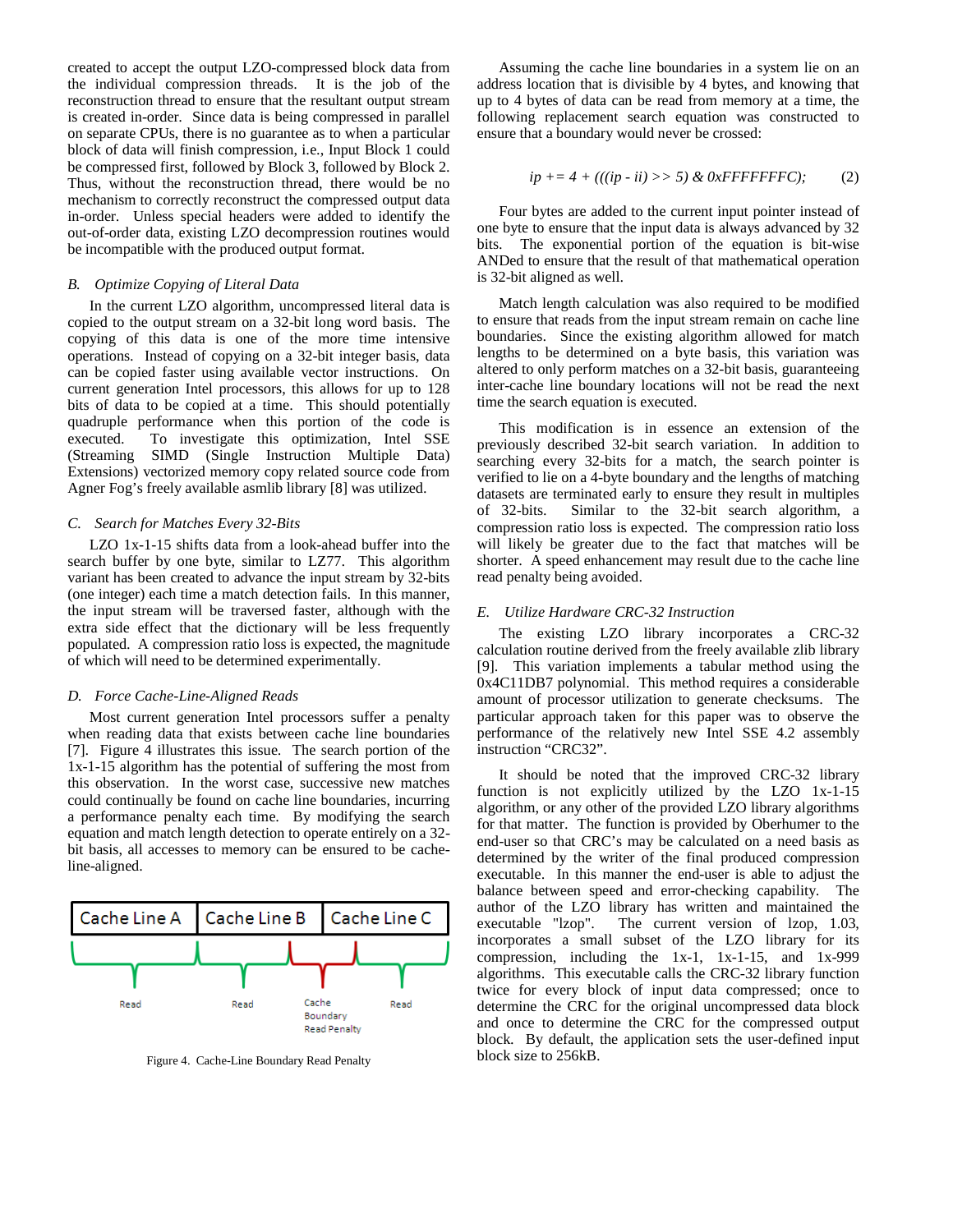created to accept the output LZO-compressed block data from the individual compression threads. It is the job of the reconstruction thread to ensure that the resultant output stream is created in-order. Since data is being compressed in parallel on separate CPUs, there is no guarantee as to when a particular block of data will finish compression, i.e., Input Block 1 could be compressed first, followed by Block 3, followed by Block 2. Thus, without the reconstruction thread, there would be no mechanism to correctly reconstruct the compressed output data in-order. Unless special headers were added to identify the out-of-order data, existing LZO decompression routines would be incompatible with the produced output format.

### *B. Optimize Copying of Literal Data*

In the current LZO algorithm, uncompressed literal data is copied to the output stream on a 32-bit long word basis. The copying of this data is one of the more time intensive operations. Instead of copying on a 32-bit integer basis, data can be copied faster using available vector instructions. On current generation Intel processors, this allows for up to 128 bits of data to be copied at a time. This should potentially quadruple performance when this portion of the code is executed. To investigate this optimization, Intel SSE (Streaming SIMD (Single Instruction Multiple Data) Extensions) vectorized memory copy related source code from Agner Fog's freely available asmlib library [8] was utilized.

### *C. Search for Matches Every 32-Bits*

LZO 1x-1-15 shifts data from a look-ahead buffer into the search buffer by one byte, similar to LZ77. This algorithm variant has been created to advance the input stream by 32-bits (one integer) each time a match detection fails. In this manner, the input stream will be traversed faster, although with the extra side effect that the dictionary will be less frequently populated. A compression ratio loss is expected, the magnitude of which will need to be determined experimentally.

### *D. Force Cache-Line-Aligned Reads*

Most current generation Intel processors suffer a penalty when reading data that exists between cache line boundaries [7]. Figure 4 illustrates this issue. The search portion of the 1x-1-15 algorithm has the potential of suffering the most from this observation. In the worst case, successive new matches could continually be found on cache line boundaries, incurring a performance penalty each time. By modifying the search equation and match length detection to operate entirely on a 32-bit basis, all accesses to memory can be ensured to be cache-line-aligned.

Cache Line A | Cache Line B | Cache Line C

Read | Read | Cache Boundary Read Penalty | Read

Figure 4. Cache-Line Boundary Read Penalty

Assuming the cache line boundaries in a system lie on an address location that is divisible by 4 bytes, and knowing that up to 4 bytes of data can be read from memory at a time, the following replacement search equation was constructed to ensure that a boundary would never be crossed:

$$ip \mathrel{+}= 4 + (((ip - ii) >> 5) \ \& \ 0xFFFFFFFC); \qquad (2)$$

Four bytes are added to the current input pointer instead of one byte to ensure that the input data is always advanced by 32 bits. The exponential portion of the equation is bit-wise ANDed to ensure that the result of that mathematical operation is 32-bit aligned as well.

Match length calculation was also required to be modified to ensure that reads from the input stream remain on cache line boundaries. Since the existing algorithm allowed for match lengths to be determined on a byte basis, this variation was altered to only perform matches on a 32-bit basis, guaranteeing inter-cache line boundary locations will not be read the next time the search equation is executed.

This modification is in essence an extension of the previously described 32-bit search variation. In addition to searching every 32-bits for a match, the search pointer is verified to lie on a 4-byte boundary and the lengths of matching datasets are terminated early to ensure they result in multiples of 32-bits. Similar to the 32-bit search algorithm, a compression ratio loss is expected. The compression ratio loss will likely be greater due to the fact that matches will be shorter. A speed enhancement may result due to the cache line read penalty being avoided.

### *E. Utilize Hardware CRC-32 Instruction*

The existing LZO library incorporates a CRC-32 calculation routine derived from the freely available zlib library [9]. This variation implements a tabular method using the 0x4C11DB7 polynomial. This method requires a considerable amount of processor utilization to generate checksums. The particular approach taken for this paper was to observe the performance of the relatively new Intel SSE 4.2 assembly instruction "CRC32".

It should be noted that the improved CRC-32 library function is not explicitly utilized by the LZO 1x-1-15 algorithm, or any other of the provided LZO library algorithms for that matter. The function is provided by Oberhumer to the end-user so that CRC's may be calculated on a need basis as determined by the writer of the final produced compression executable. In this manner the end-user is able to adjust the balance between speed and error-checking capability. The author of the LZO library has written and maintained the executable "lzop". The current version of lzop, 1.03, incorporates a small subset of the LZO library for its compression, including the 1x-1, 1x-1-15, and 1x-999 algorithms. This executable calls the CRC-32 library function twice for every block of input data compressed; once to determine the CRC for the original uncompressed data block and once to determine the CRC for the compressed output block. By default, the application sets the user-defined input block size to 256kB.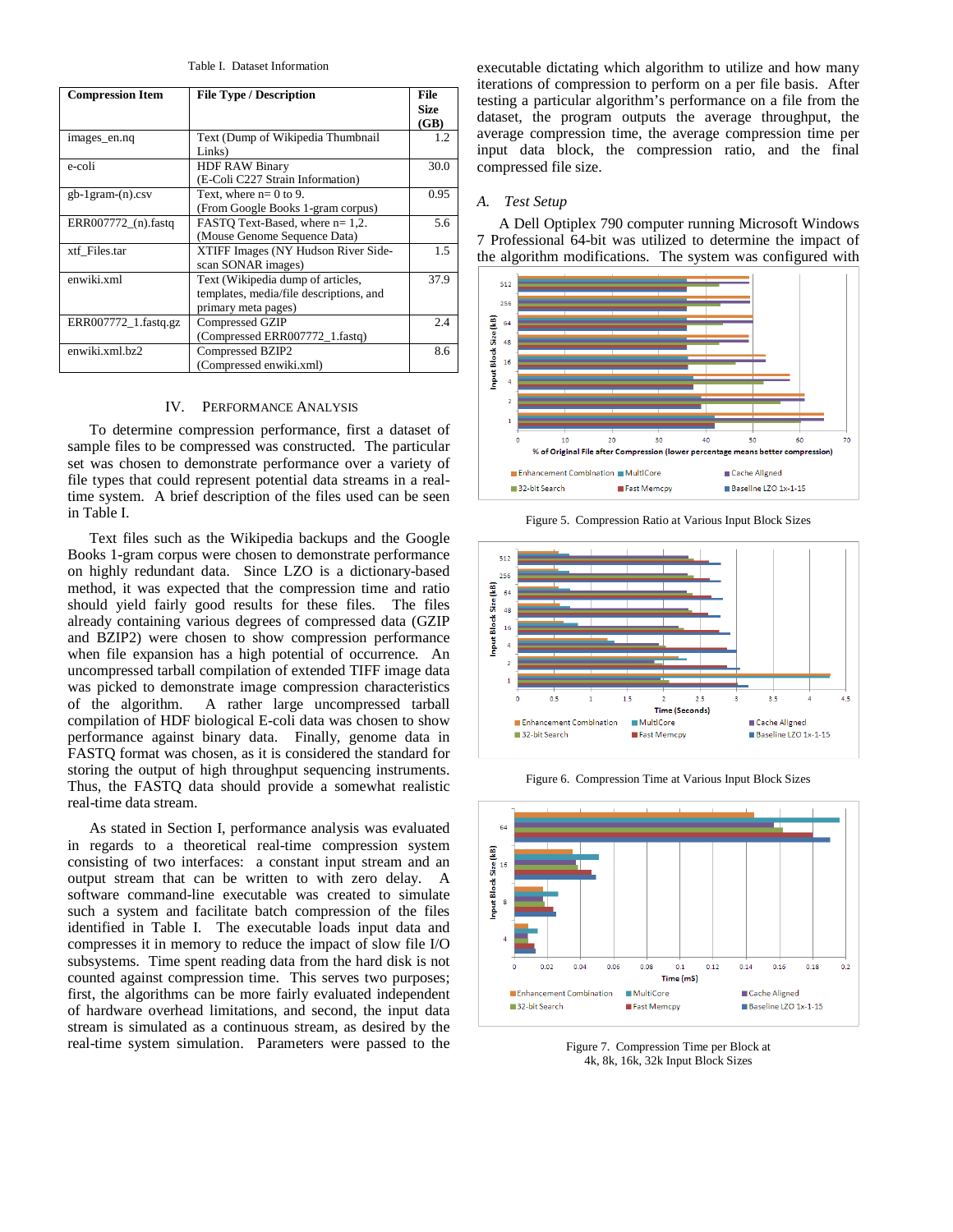Table I. Dataset Information

| Compression Item | File Type / Description | File Size (GB) |
|---|---|---|
| images_en.nq | Text (Dump of Wikipedia Thumbnail Links) | 1.2 |
| e-coli | HDF RAW Binary (E-Coli C227 Strain Information) | 30.0 |
| gb-1gram-(n).csv | Text, where n= 0 to 9. (From Google Books 1-gram corpus) | 0.95 |
| ERR007772_(n).fastq | FASTQ Text-Based, where n= 1,2. (Mouse Genome Sequence Data) | 5.6 |
| xtf_Files.tar | XTIFF Images (NY Hudson River Side-scan SONAR images) | 1.5 |
| enwiki.xml | Text (Wikipedia dump of articles, templates, media/file descriptions, and primary meta pages) | 37.9 |
| ERR007772_1.fastq.gz | Compressed GZIP (Compressed ERR007772_1.fastq) | 2.4 |
| enwiki.xml.bz2 | Compressed BZIP2 (Compressed enwiki.xml) | 8.6 |

## IV. Performance Analysis

To determine compression performance, first a dataset of sample files to be compressed was constructed. The particular set was chosen to demonstrate performance over a variety of file types that could represent potential data streams in a real-time system. A brief description of the files used can be seen in Table I.

Text files such as the Wikipedia backups and the Google Books 1-gram corpus were chosen to demonstrate performance on highly redundant data. Since LZO is a dictionary-based method, it was expected that the compression time and ratio should yield fairly good results for these files. The files already containing various degrees of compressed data (GZIP and BZIP2) were chosen to show compression performance when file expansion has a high potential of occurrence. An uncompressed tarball compilation of extended TIFF image data was picked to demonstrate image compression characteristics of the algorithm. A rather large uncompressed tarball compilation of HDF biological E-coli data was chosen to show performance against binary data. Finally, genome data in FASTQ format was chosen, as it is considered the standard for storing the output of high throughput sequencing instruments. Thus, the FASTQ data should provide a somewhat realistic real-time data stream.

As stated in Section I, performance analysis was evaluated in regards to a theoretical real-time compression system consisting of two interfaces: a constant input stream and an output stream that can be written to with zero delay. A software command-line executable was created to simulate such a system and facilitate batch compression of the files identified in Table I. The executable loads input data and compresses it in memory to reduce the impact of slow file I/O subsystems. Time spent reading data from the hard disk is not counted against compression time. This serves two purposes; first, the algorithms can be more fairly evaluated independent of hardware overhead limitations, and second, the input data stream is simulated as a continuous stream, as desired by the real-time system simulation. Parameters were passed to the executable dictating which algorithm to utilize and how many iterations of compression to perform on a per file basis. After testing a particular algorithm's performance on a file from the dataset, the program outputs the average throughput, the average compression time, the average compression time per input data block, the compression ratio, and the final compressed file size.

### A. Test Setup

A Dell Optiplex 790 computer running Microsoft Windows 7 Professional 64-bit was utilized to determine the impact of the algorithm modifications. The system was configured with

Input Block Size (kB)
512
256
64
48
16
4
2
1
0 10 20 30 40 50 60 70
% of Original File after Compression (lower percentage means better compression)
Enhancement Combination
MultiCore
Cache Aligned
32-bit Search
Fast Memcpy
Baseline LZO 1x-1-15

Figure 5. Compression Ratio at Various Input Block Sizes

Input Block Size (kB)
512
256
64
48
16
4
2
1
0 0.5 1 1.5 2 2.5 3 3.5 4 4.5
Time (Seconds)
Enhancement Combination
MultiCore
Cache Aligned
32-bit Search
Fast Memcpy
Baseline LZO 1x-1-15

Figure 6. Compression Time at Various Input Block Sizes

Input Block Size (kB)
64
16
8
4
0 0.02 0.04 0.06 0.08 0.1 0.12 0.14 0.16 0.18 0.2
Time (mS)
Enhancement Combination
MultiCore
Cache Aligned
32-bit Search
Fast Memcpy
Baseline LZO 1x-1-15

Figure 7. Compression Time per Block at 4k, 8k, 16k, 32k Input Block Sizes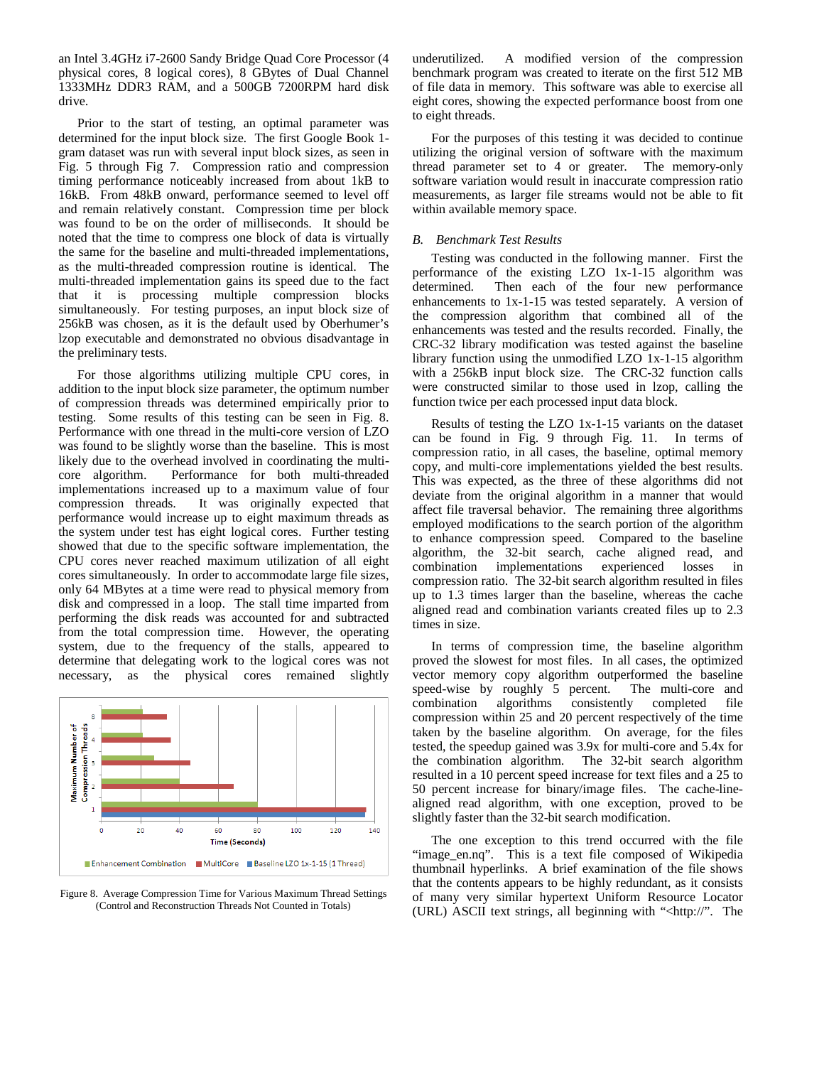an Intel 3.4GHz i7-2600 Sandy Bridge Quad Core Processor (4 physical cores, 8 logical cores), 8 GBytes of Dual Channel 1333MHz DDR3 RAM, and a 500GB 7200RPM hard disk drive.

Prior to the start of testing, an optimal parameter was determined for the input block size. The first Google Book 1-gram dataset was run with several input block sizes, as seen in Fig. 5 through Fig 7. Compression ratio and compression timing performance noticeably increased from about 1kB to 16kB. From 48kB onward, performance seemed to level off and remain relatively constant. Compression time per block was found to be on the order of milliseconds. It should be noted that the time to compress one block of data is virtually the same for the baseline and multi-threaded implementations, as the multi-threaded compression routine is identical. The multi-threaded implementation gains its speed due to the fact that it is processing multiple compression blocks simultaneously. For testing purposes, an input block size of 256kB was chosen, as it is the default used by Oberhumer's lzop executable and demonstrated no obvious disadvantage in the preliminary tests.

For those algorithms utilizing multiple CPU cores, in addition to the input block size parameter, the optimum number of compression threads was determined empirically prior to testing. Some results of this testing can be seen in Fig. 8. Performance with one thread in the multi-core version of LZO was found to be slightly worse than the baseline. This is most likely due to the overhead involved in coordinating the multi-core algorithm. Performance for both multi-threaded implementations increased up to a maximum value of four compression threads. It was originally expected that performance would increase up to eight maximum threads as the system under test has eight logical cores. Further testing showed that due to the specific software implementation, the CPU cores never reached maximum utilization of all eight cores simultaneously. In order to accommodate large file sizes, only 64 MBytes at a time were read to physical memory from disk and compressed in a loop. The stall time imparted from performing the disk reads was accounted for and subtracted from the total compression time. However, the operating system, due to the frequency of the stalls, appeared to determine that delegating work to the logical cores was not necessary, as the physical cores remained slightly

Figure 8. Average Compression Time for Various Maximum Thread Settings (Control and Reconstruction Threads Not Counted in Totals)

underutilized. A modified version of the compression benchmark program was created to iterate on the first 512 MB of file data in memory. This software was able to exercise all eight cores, showing the expected performance boost from one to eight threads.

For the purposes of this testing it was decided to continue utilizing the original version of software with the maximum thread parameter set to 4 or greater. The memory-only software variation would result in inaccurate compression ratio measurements, as larger file streams would not be able to fit within available memory space.

### *B. Benchmark Test Results*

Testing was conducted in the following manner. First the performance of the existing LZO 1x-1-15 algorithm was determined. Then each of the four new performance enhancements to 1x-1-15 was tested separately. A version of the compression algorithm that combined all of the enhancements was tested and the results recorded. Finally, the CRC-32 library modification was tested against the baseline library function using the unmodified LZO 1x-1-15 algorithm with a 256kB input block size. The CRC-32 function calls were constructed similar to those used in lzop, calling the function twice per each processed input data block.

Results of testing the LZO 1x-1-15 variants on the dataset can be found in Fig. 9 through Fig. 11. In terms of compression ratio, in all cases, the baseline, optimal memory copy, and multi-core implementations yielded the best results. This was expected, as the three of these algorithms did not deviate from the original algorithm in a manner that would affect file traversal behavior. The remaining three algorithms employed modifications to the search portion of the algorithm to enhance compression speed. Compared to the baseline algorithm, the 32-bit search, cache aligned read, and combination implementations experienced losses in compression ratio. The 32-bit search algorithm resulted in files up to 1.3 times larger than the baseline, whereas the cache aligned read and combination variants created files up to 2.3 times in size.

In terms of compression time, the baseline algorithm proved the slowest for most files. In all cases, the optimized vector memory copy algorithm outperformed the baseline speed-wise by roughly 5 percent. The multi-core and combination algorithms consistently completed file compression within 25 and 20 percent respectively of the time taken by the baseline algorithm. On average, for the files tested, the speedup gained was 3.9x for multi-core and 5.4x for the combination algorithm. The 32-bit search algorithm resulted in a 10 percent speed increase for text files and a 25 to 50 percent increase for binary/image files. The cache-line-aligned read algorithm, with one exception, proved to be slightly faster than the 32-bit search modification.

The one exception to this trend occurred with the file "image_en.nq". This is a text file composed of Wikipedia thumbnail hyperlinks. A brief examination of the file shows that the contents appears to be highly redundant, as it consists of many very similar hypertext Uniform Resource Locator (URL) ASCII text strings, all beginning with "<http://". The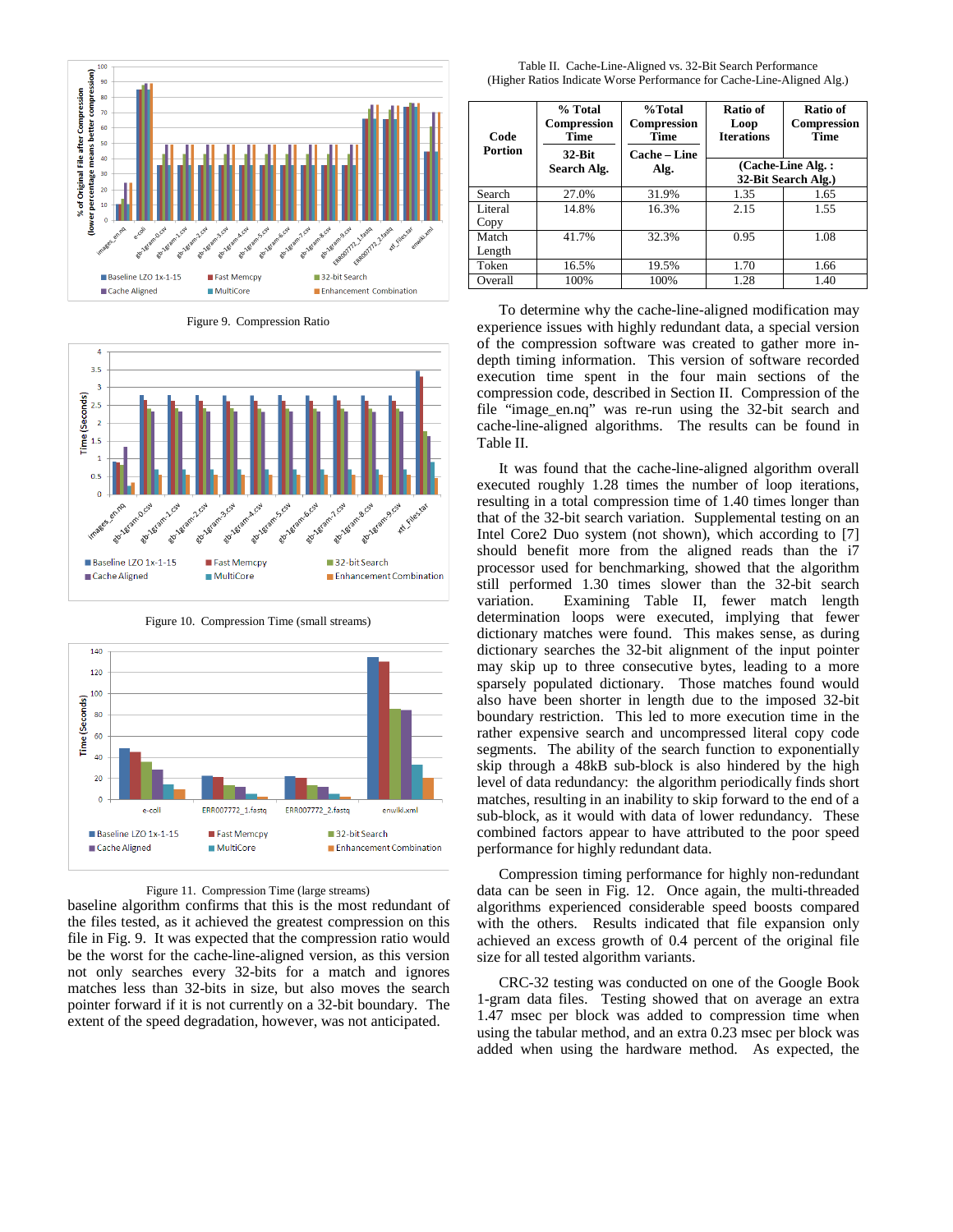Figure 9. Compression Ratio

Figure 10. Compression Time (small streams)

Figure 11. Compression Time (large streams)

baseline algorithm confirms that this is the most redundant of the files tested, as it achieved the greatest compression on this file in Fig. 9. It was expected that the compression ratio would be the worst for the cache-line-aligned version, as this version not only searches every 32-bits for a match and ignores matches less than 32-bits in size, but also moves the search pointer forward if it is not currently on a 32-bit boundary. The extent of the speed degradation, however, was not anticipated.

Table II. Cache-Line-Aligned vs. 32-Bit Search Performance
(Higher Ratios Indicate Worse Performance for Cache-Line-Aligned Alg.)

| Code Portion | % Total Compression Time | %Total Compression Time | Ratio of Loop Iterations | Ratio of Compression Time |
|---|---|---|---|---|
| | 32-Bit Search Alg. | Cache – Line Alg. | (Cache-Line Alg. : 32-Bit Search Alg.) | |
| Search | 27.0% | 31.9% | 1.35 | 1.65 |
| Literal Copy | 14.8% | 16.3% | 2.15 | 1.55 |
| Match Length | 41.7% | 32.3% | 0.95 | 1.08 |
| Token | 16.5% | 19.5% | 1.70 | 1.66 |
| Overall | 100% | 100% | 1.28 | 1.40 |

To determine why the cache-line-aligned modification may experience issues with highly redundant data, a special version of the compression software was created to gather more in-depth timing information. This version of software recorded execution time spent in the four main sections of the compression code, described in Section II. Compression of the file "image_en.nq" was re-run using the 32-bit search and cache-line-aligned algorithms. The results can be found in Table II.

It was found that the cache-line-aligned algorithm overall executed roughly 1.28 times the number of loop iterations, resulting in a total compression time of 1.40 times longer than that of the 32-bit search variation. Supplemental testing on an Intel Core2 Duo system (not shown), which according to [7] should benefit more from the aligned reads than the i7 processor used for benchmarking, showed that the algorithm still performed 1.30 times slower than the 32-bit search variation. Examining Table II, fewer match length determination loops were executed, implying that fewer dictionary matches were found. This makes sense, as during dictionary searches the 32-bit alignment of the input pointer may skip up to three consecutive bytes, leading to a more sparsely populated dictionary. Those matches found would also have been shorter in length due to the imposed 32-bit boundary restriction. This led to more execution time in the rather expensive search and uncompressed literal copy code segments. The ability of the search function to exponentially skip through a 48kB sub-block is also hindered by the high level of data redundancy: the algorithm periodically finds short matches, resulting in an inability to skip forward to the end of a sub-block, as it would with data of lower redundancy. These combined factors appear to have attributed to the poor speed performance for highly redundant data.

Compression timing performance for highly non-redundant data can be seen in Fig. 12. Once again, the multi-threaded algorithms experienced considerable speed boosts compared with the others. Results indicated that file expansion only achieved an excess growth of 0.4 percent of the original file size for all tested algorithm variants.

CRC-32 testing was conducted on one of the Google Book 1-gram data files. Testing showed that on average an extra 1.47 msec per block was added to compression time when using the tabular method, and an extra 0.23 msec per block was added when using the hardware method. As expected, the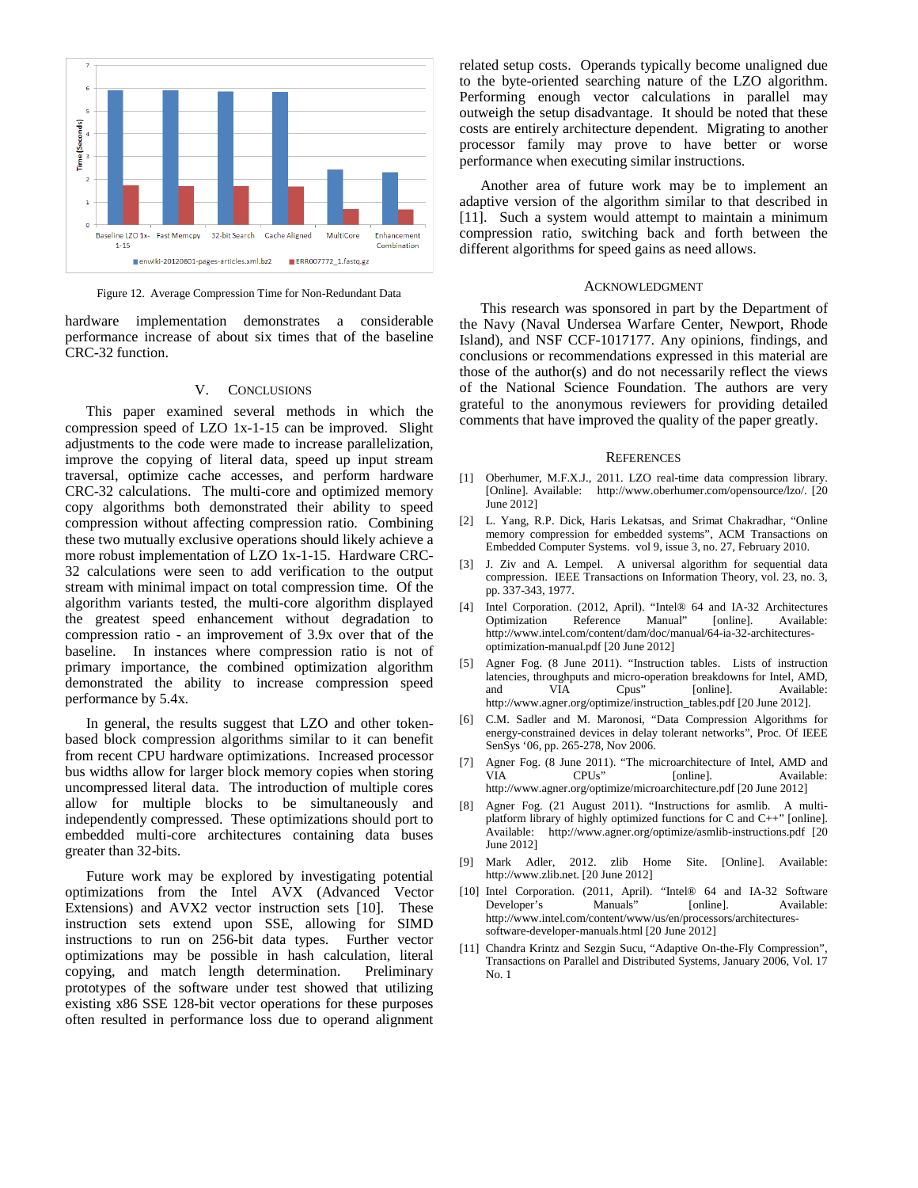7
6
5
4
3
2
1
0

Time (Seconds)

Baseline LZO 1x-1-15
Fast Memcpy
32-bit Search
Cache Aligned
MultiCore
Enhancement Combination

enwiki-20120601-pages-articles.xml.bz2
ERR007772_1.fastq.gz

Figure 12. Average Compression Time for Non-Redundant Data

hardware implementation demonstrates a considerable performance increase of about six times that of the baseline CRC-32 function.

## V. Conclusions

This paper examined several methods in which the compression speed of LZO 1x-1-15 can be improved. Slight adjustments to the code were made to increase parallelization, improve the copying of literal data, speed up input stream traversal, optimize cache accesses, and perform hardware CRC-32 calculations. The multi-core and optimized memory copy algorithms both demonstrated their ability to speed compression without affecting compression ratio. Combining these two mutually exclusive operations should likely achieve a more robust implementation of LZO 1x-1-15. Hardware CRC-32 calculations were seen to add verification to the output stream with minimal impact on total compression time. Of the algorithm variants tested, the multi-core algorithm displayed the greatest speed enhancement without degradation to compression ratio - an improvement of 3.9x over that of the baseline. In instances where compression ratio is not of primary importance, the combined optimization algorithm demonstrated the ability to increase compression speed performance by 5.4x.

In general, the results suggest that LZO and other token-based block compression algorithms similar to it can benefit from recent CPU hardware optimizations. Increased processor bus widths allow for larger block memory copies when storing uncompressed literal data. The introduction of multiple cores allow for multiple blocks to be simultaneously and independently compressed. These optimizations should port to embedded multi-core architectures containing data buses greater than 32-bits.

Future work may be explored by investigating potential optimizations from the Intel AVX (Advanced Vector Extensions) and AVX2 vector instruction sets [10]. These instruction sets extend upon SSE, allowing for SIMD instructions to run on 256-bit data types. Further vector optimizations may be possible in hash calculation, literal copying, and match length determination. Preliminary prototypes of the software under test showed that utilizing existing x86 SSE 128-bit vector operations for these purposes often resulted in performance loss due to operand alignment related setup costs. Operands typically become unaligned due to the byte-oriented searching nature of the LZO algorithm. Performing enough vector calculations in parallel may outweigh the setup disadvantage. It should be noted that these costs are entirely architecture dependent. Migrating to another processor family may prove to have better or worse performance when executing similar instructions.

Another area of future work may be to implement an adaptive version of the algorithm similar to that described in [11]. Such a system would attempt to maintain a minimum compression ratio, switching back and forth between the different algorithms for speed gains as need allows.

## Acknowledgment

This research was sponsored in part by the Department of the Navy (Naval Undersea Warfare Center, Newport, Rhode Island), and NSF CCF-1017177. Any opinions, findings, and conclusions or recommendations expressed in this material are those of the author(s) and do not necessarily reflect the views of the National Science Foundation. The authors are very grateful to the anonymous reviewers for providing detailed comments that have improved the quality of the paper greatly.

## References

[1] Oberhumer, M.F.X.J., 2011. LZO real-time data compression library. [Online]. Available: http://www.oberhumer.com/opensource/lzo/. [20 June 2012]

[2] L. Yang, R.P. Dick, Haris Lekatsas, and Srimat Chakradhar, "Online memory compression for embedded systems", ACM Transactions on Embedded Computer Systems. vol 9, issue 3, no. 27, February 2010.

[3] J. Ziv and A. Lempel. A universal algorithm for sequential data compression. IEEE Transactions on Information Theory, vol. 23, no. 3, pp. 337-343, 1977.

[4] Intel Corporation. (2012, April). "Intel® 64 and IA-32 Architectures Optimization Reference Manual" [online]. Available: http://www.intel.com/content/dam/doc/manual/64-ia-32-architectures-optimization-manual.pdf [20 June 2012]

[5] Agner Fog. (8 June 2011). "Instruction tables. Lists of instruction latencies, throughputs and micro-operation breakdowns for Intel, AMD, and VIA Cpus" [online]. Available: http://www.agner.org/optimize/instruction_tables.pdf [20 June 2012].

[6] C.M. Sadler and M. Maronosi, "Data Compression Algorithms for energy-constrained devices in delay tolerant networks", Proc. Of IEEE SenSys '06, pp. 265-278, Nov 2006.

[7] Agner Fog. (8 June 2011). "The microarchitecture of Intel, AMD and VIA CPUs" [online]. Available: http://www.agner.org/optimize/microarchitecture.pdf [20 June 2012]

[8] Agner Fog. (21 August 2011). "Instructions for asmlib. A multi-platform library of highly optimized functions for C and C++" [online]. Available: http://www.agner.org/optimize/asmlib-instructions.pdf [20 June 2012]

[9] Mark Adler, 2012. zlib Home Site. [Online]. Available: http://www.zlib.net. [20 June 2012]

[10] Intel Corporation. (2011, April). "Intel® 64 and IA-32 Software Developer's Manuals" [online]. Available: http://www.intel.com/content/www/us/en/processors/architectures-software-developer-manuals.html [20 June 2012]

[11] Chandra Krintz and Sezgin Sucu, "Adaptive On-the-Fly Compression", Transactions on Parallel and Distributed Systems, January 2006, Vol. 17 No. 1